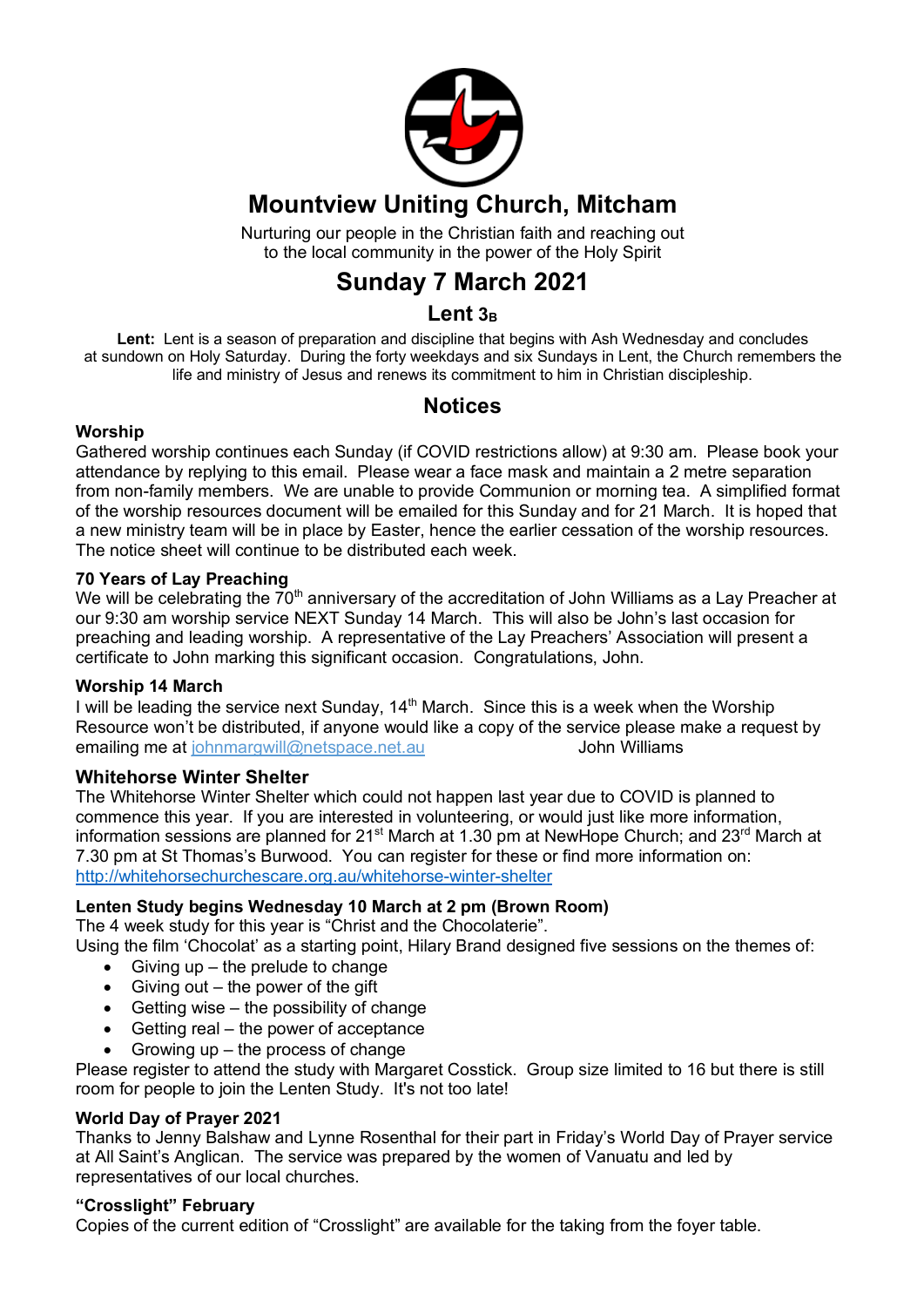# Mountview Uniting Church, Mitcham

Nurturing our people in the Christian faith and reaching out to the local community in the power of the Holy Spirit

# Sunday 7 March 2021

## Lent 3B

**Lent:** Lent is a season of preparation and discipline that begins with Ash Wednesday and concludes at sundown on Holy Saturday. During the forty weekdays and six Sundays in Lent, the Church remembers the life and ministry of Jesus and renews its commitment to him in Christian discipleship.

## Notices

### Worship

Gathered worship continues each Sunday (if COVID restrictions allow) at 9:30 am. Please book your attendance by replying to this email. Please wear a face mask and maintain a 2 metre separation from non-family members. We are unable to provide Communion or morning tea. A simplified format of the worship resources document will be emailed for this Sunday and for 21 March. It is hoped that a new ministry team will be in place by Easter, hence the earlier cessation of the worship resources. The notice sheet will continue to be distributed each week.

### 70 Years of Lay Preaching

We will be celebrating the 70th anniversary of the accreditation of John Williams as a Lay Preacher at our 9:30 am worship service NEXT Sunday 14 March. This will also be John's last occasion for preaching and leading worship. A representative of the Lay Preachers' Association will present a certificate to John marking this significant occasion. Congratulations, John.

### Worship 14 March

I will be leading the service next Sunday, 14th March. Since this is a week when the Worship Resource won't be distributed, if anyone would like a copy of the service please make a request by emailing me at johnmargwill@netspace.net.au John Williams

### Whitehorse Winter Shelter

The Whitehorse Winter Shelter which could not happen last year due to COVID is planned to commence this year. If you are interested in volunteering, or would just like more information, information sessions are planned for 21st March at 1.30 pm at NewHope Church; and 23rd March at 7.30 pm at St Thomas's Burwood. You can register for these or find more information on: http://whitehorsechurchescare.org.au/whitehorse-winter-shelter

### Lenten Study begins Wednesday 10 March at 2 pm (Brown Room)

The 4 week study for this year is "Christ and the Chocolaterie".

Using the film 'Chocolat' as a starting point, Hilary Brand designed five sessions on the themes of:

- Giving up – the prelude to change
- Giving out – the power of the gift
- Getting wise – the possibility of change
- Getting real – the power of acceptance
- Growing up – the process of change

Please register to attend the study with Margaret Cosstick. Group size limited to 16 but there is still room for people to join the Lenten Study. It's not too late!

### World Day of Prayer 2021

Thanks to Jenny Balshaw and Lynne Rosenthal for their part in Friday's World Day of Prayer service at All Saint's Anglican. The service was prepared by the women of Vanuatu and led by representatives of our local churches.

### "Crosslight" February

Copies of the current edition of "Crosslight" are available for the taking from the foyer table.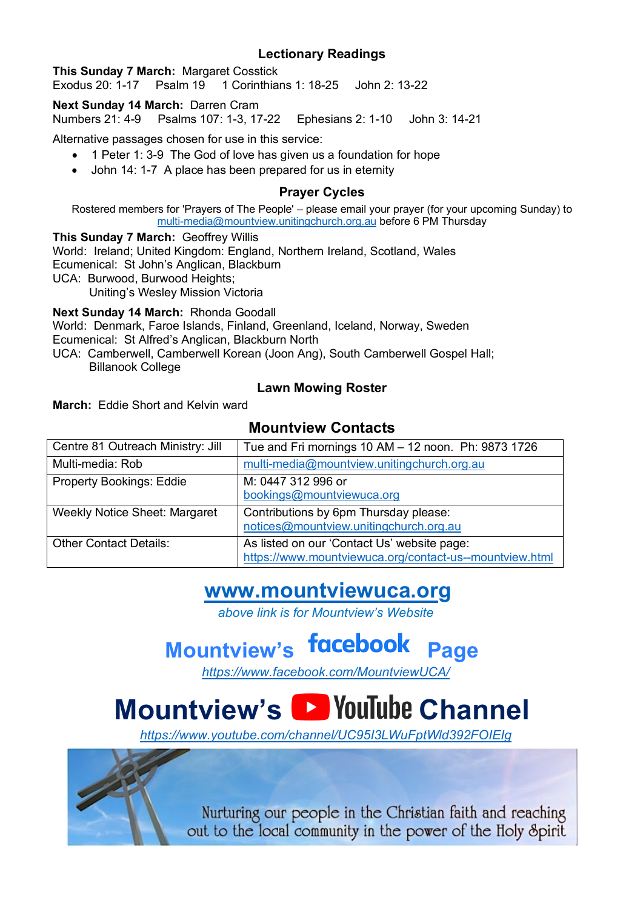## Lectionary Readings

**This Sunday 7 March:** Margaret Cosstick
Exodus 20: 1-17 Psalm 19 1 Corinthians 1: 18-25 John 2: 13-22

**Next Sunday 14 March:** Darren Cram
Numbers 21: 4-9 Psalms 107: 1-3, 17-22 Ephesians 2: 1-10 John 3: 14-21

Alternative passages chosen for use in this service:

- 1 Peter 1: 3-9 The God of love has given us a foundation for hope
- John 14: 1-7 A place has been prepared for us in eternity

## Prayer Cycles

Rostered members for 'Prayers of The People' – please email your prayer (for your upcoming Sunday) to multi-media@mountview.unitingchurch.org.au before 6 PM Thursday

**This Sunday 7 March:** Geoffrey Willis
World: Ireland; United Kingdom: England, Northern Ireland, Scotland, Wales
Ecumenical: St John's Anglican, Blackburn
UCA: Burwood, Burwood Heights;
Uniting's Wesley Mission Victoria

**Next Sunday 14 March:** Rhonda Goodall
World: Denmark, Faroe Islands, Finland, Greenland, Iceland, Norway, Sweden
Ecumenical: St Alfred's Anglican, Blackburn North
UCA: Camberwell, Camberwell Korean (Joon Ang), South Camberwell Gospel Hall;
Billanook College

## Lawn Mowing Roster

**March:** Eddie Short and Kelvin ward

## Mountview Contacts

| | |
|---|---|
| Centre 81 Outreach Ministry: Jill | Tue and Fri mornings 10 AM – 12 noon. Ph: 9873 1726 |
| Multi-media: Rob | multi-media@mountview.unitingchurch.org.au |
| Property Bookings: Eddie | M: 0447 312 996 or bookings@mountviewuca.org |
| Weekly Notice Sheet: Margaret | Contributions by 6pm Thursday please: notices@mountview.unitingchurch.org.au |
| Other Contact Details: | As listed on our 'Contact Us' website page: https://www.mountviewuca.org/contact-us--mountview.html |

# www.mountviewuca.org

*above link is for Mountview's Website*

## Mountview's facebook Page

*https://www.facebook.com/MountviewUCA/*

# Mountview's YouTube Channel

*https://www.youtube.com/channel/UC95I3LWuFptWld392FOIElg*

Nurturing our people in the Christian faith and reaching out to the local community in the power of the Holy Spirit